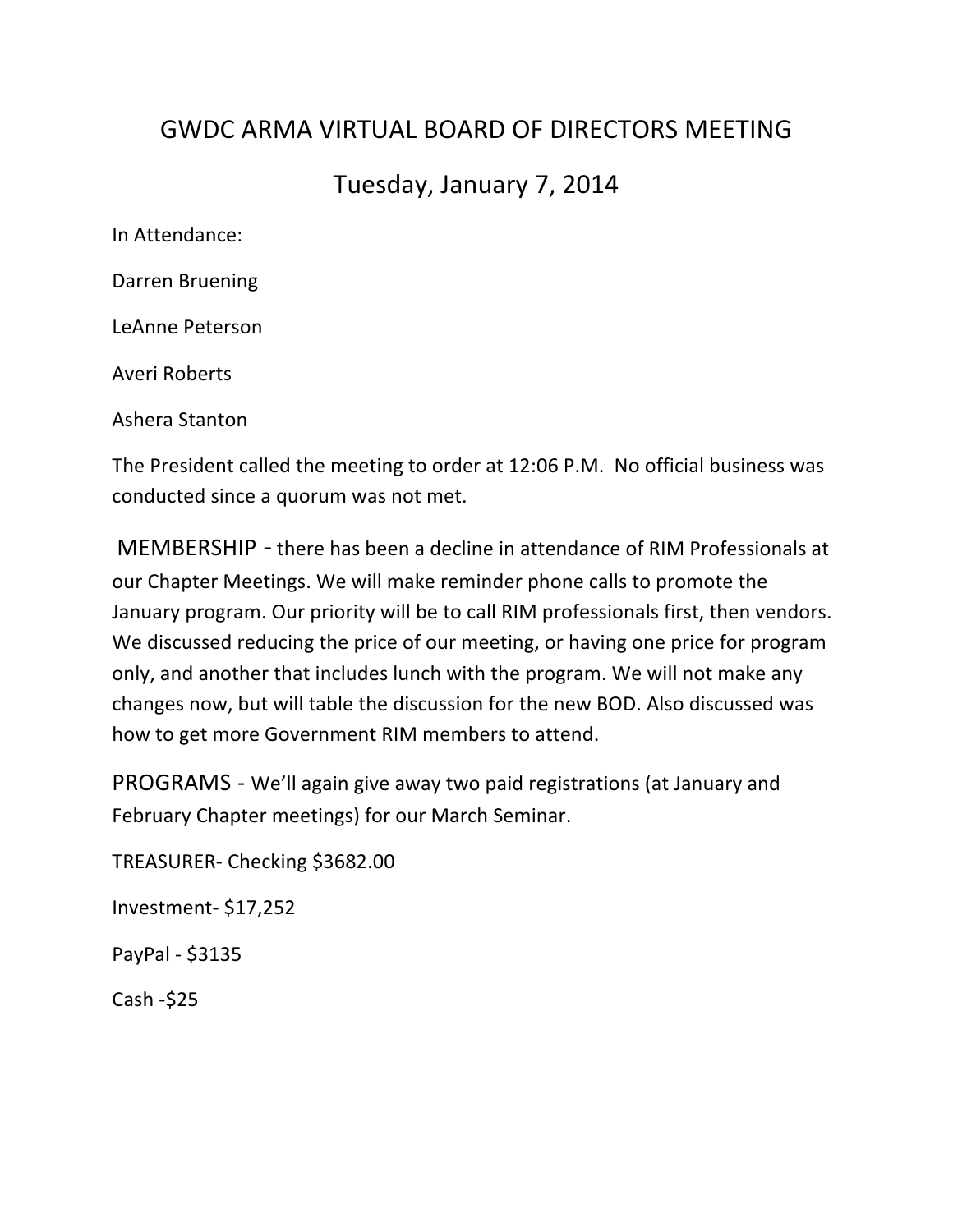# GWDC ARMA VIRTUAL BOARD OF DIRECTORS MEETING

## Tuesday, January 7, 2014

In Attendance:

Darren Bruening

LeAnne Peterson

Averi Roberts

Ashera Stanton

The President called the meeting to order at 12:06 P.M. No official business was conducted since a quorum was not met.

MEMBERSHIP - there has been a decline in attendance of RIM Professionals at our Chapter Meetings. We will make reminder phone calls to promote the January program. Our priority will be to call RIM professionals first, then vendors. We discussed reducing the price of our meeting, or having one price for program only, and another that includes lunch with the program. We will not make any changes now, but will table the discussion for the new BOD. Also discussed was how to get more Government RIM members to attend.

PROGRAMS - We'll again give away two paid registrations (at January and February Chapter meetings) for our March Seminar.

TREASURER- Checking $3682.00

Investment- $17,252

PayPal - $3135

Cash -$25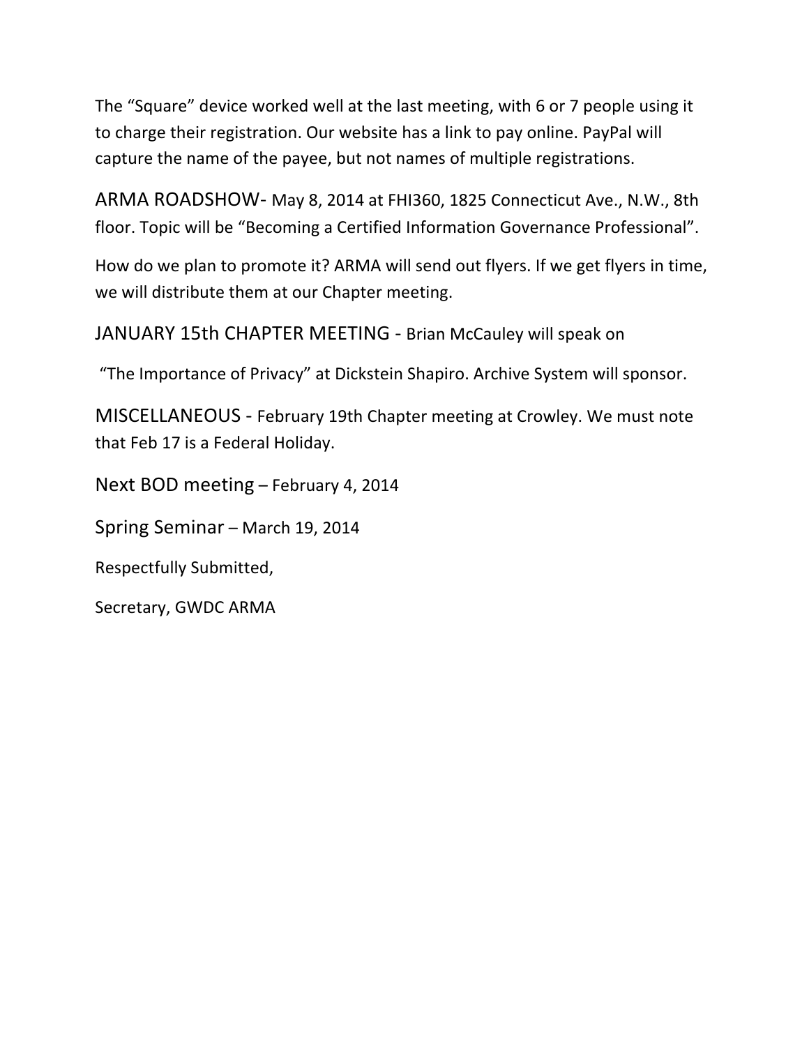The "Square" device worked well at the last meeting, with 6 or 7 people using it to charge their registration. Our website has a link to pay online. PayPal will capture the name of the payee, but not names of multiple registrations.

ARMA ROADSHOW- May 8, 2014 at FHI360, 1825 Connecticut Ave., N.W., 8th floor. Topic will be "Becoming a Certified Information Governance Professional".

How do we plan to promote it? ARMA will send out flyers. If we get flyers in time, we will distribute them at our Chapter meeting.

JANUARY 15th CHAPTER MEETING - Brian McCauley will speak on

"The Importance of Privacy" at Dickstein Shapiro. Archive System will sponsor.

MISCELLANEOUS - February 19th Chapter meeting at Crowley. We must note that Feb 17 is a Federal Holiday.

Next BOD meeting – February 4, 2014

Spring Seminar – March 19, 2014

Respectfully Submitted,

Secretary, GWDC ARMA